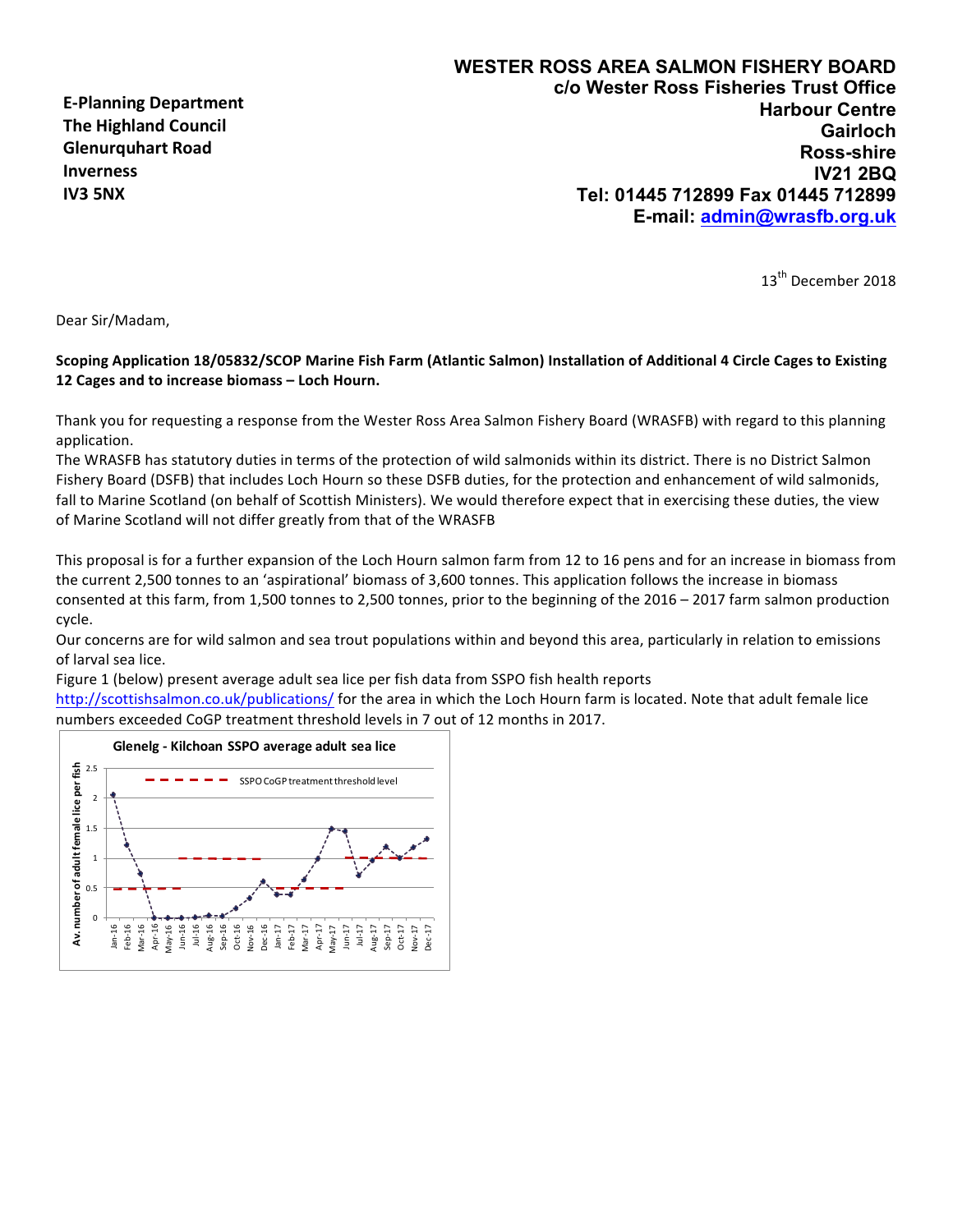**WESTER ROSS AREA SALMON FISHERY BOARD**
**c/o Wester Ross Fisheries Trust Office**
**Harbour Centre**
**Gairloch**
**Ross-shire**
**IV21 2BQ**
**Tel: 01445 712899 Fax 01445 712899**
**E-mail: admin@wrasfb.org.uk**

**E-Planning Department**
**The Highland Council**
**Glenurquhart Road**
**Inverness**
**IV3 5NX**

13th December 2018

Dear Sir/Madam,

**Scoping Application 18/05832/SCOP Marine Fish Farm (Atlantic Salmon) Installation of Additional 4 Circle Cages to Existing 12 Cages and to increase biomass – Loch Hourn.**

Thank you for requesting a response from the Wester Ross Area Salmon Fishery Board (WRASFB) with regard to this planning application.
The WRASFB has statutory duties in terms of the protection of wild salmonids within its district. There is no District Salmon Fishery Board (DSFB) that includes Loch Hourn so these DSFB duties, for the protection and enhancement of wild salmonids, fall to Marine Scotland (on behalf of Scottish Ministers). We would therefore expect that in exercising these duties, the view of Marine Scotland will not differ greatly from that of the WRASFB

This proposal is for a further expansion of the Loch Hourn salmon farm from 12 to 16 pens and for an increase in biomass from the current 2,500 tonnes to an 'aspirational' biomass of 3,600 tonnes. This application follows the increase in biomass consented at this farm, from 1,500 tonnes to 2,500 tonnes, prior to the beginning of the 2016 – 2017 farm salmon production cycle.
Our concerns are for wild salmon and sea trout populations within and beyond this area, particularly in relation to emissions of larval sea lice.
Figure 1 (below) present average adult sea lice per fish data from SSPO fish health reports http://scottishsalmon.co.uk/publications/ for the area in which the Loch Hourn farm is located. Note that adult female lice numbers exceeded CoGP treatment threshold levels in 7 out of 12 months in 2017.

**Glenelg - Kilchoan SSPO average adult sea lice**

Av. number of adult female lice per fish

SSPO CoGP treatment threshold level

Jan-16, Feb-16, Mar-16, Apr-16, May-16, Jun-16, Jul-16, Aug-16, Sep-16, Oct-16, Nov-16, Dec-16, Jan-17, Feb-17, Mar-17, Apr-17, May-17, Jun-17, Jul-17, Aug-17, Sep-17, Oct-17, Nov-17, Dec-17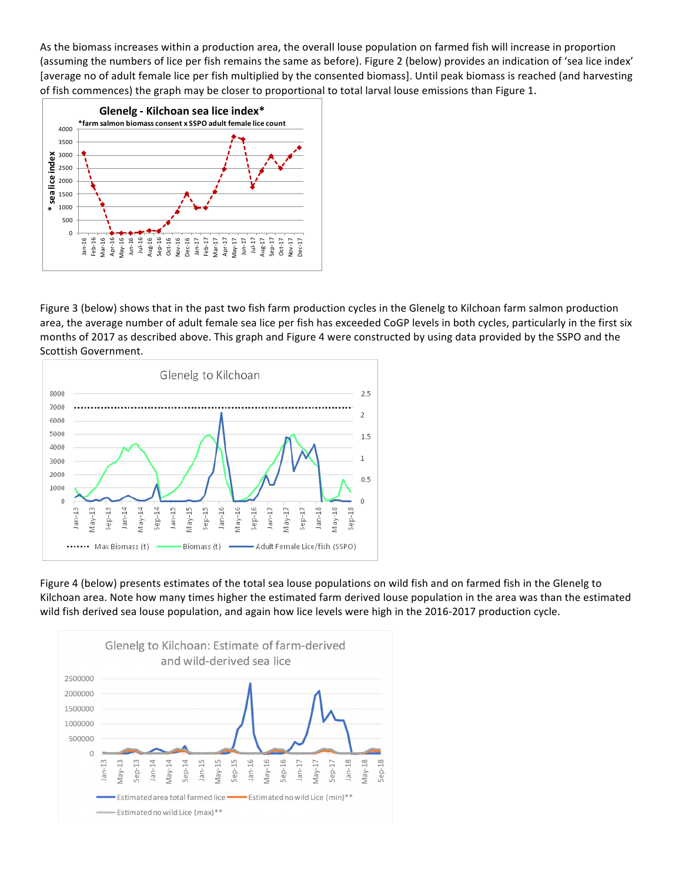As the biomass increases within a production area, the overall louse population on farmed fish will increase in proportion (assuming the numbers of lice per fish remains the same as before). Figure 2 (below) provides an indication of 'sea lice index' [average no of adult female lice per fish multiplied by the consented biomass]. Until peak biomass is reached (and harvesting of fish commences) the graph may be closer to proportional to total larval louse emissions than Figure 1.

Figure 3 (below) shows that in the past two fish farm production cycles in the Glenelg to Kilchoan farm salmon production area, the average number of adult female sea lice per fish has exceeded CoGP levels in both cycles, particularly in the first six months of 2017 as described above. This graph and Figure 4 were constructed by using data provided by the SSPO and the Scottish Government.

Figure 4 (below) presents estimates of the total sea louse populations on wild fish and on farmed fish in the Glenelg to Kilchoan area. Note how many times higher the estimated farm derived louse population in the area was than the estimated wild fish derived sea louse population, and again how lice levels were high in the 2016-2017 production cycle.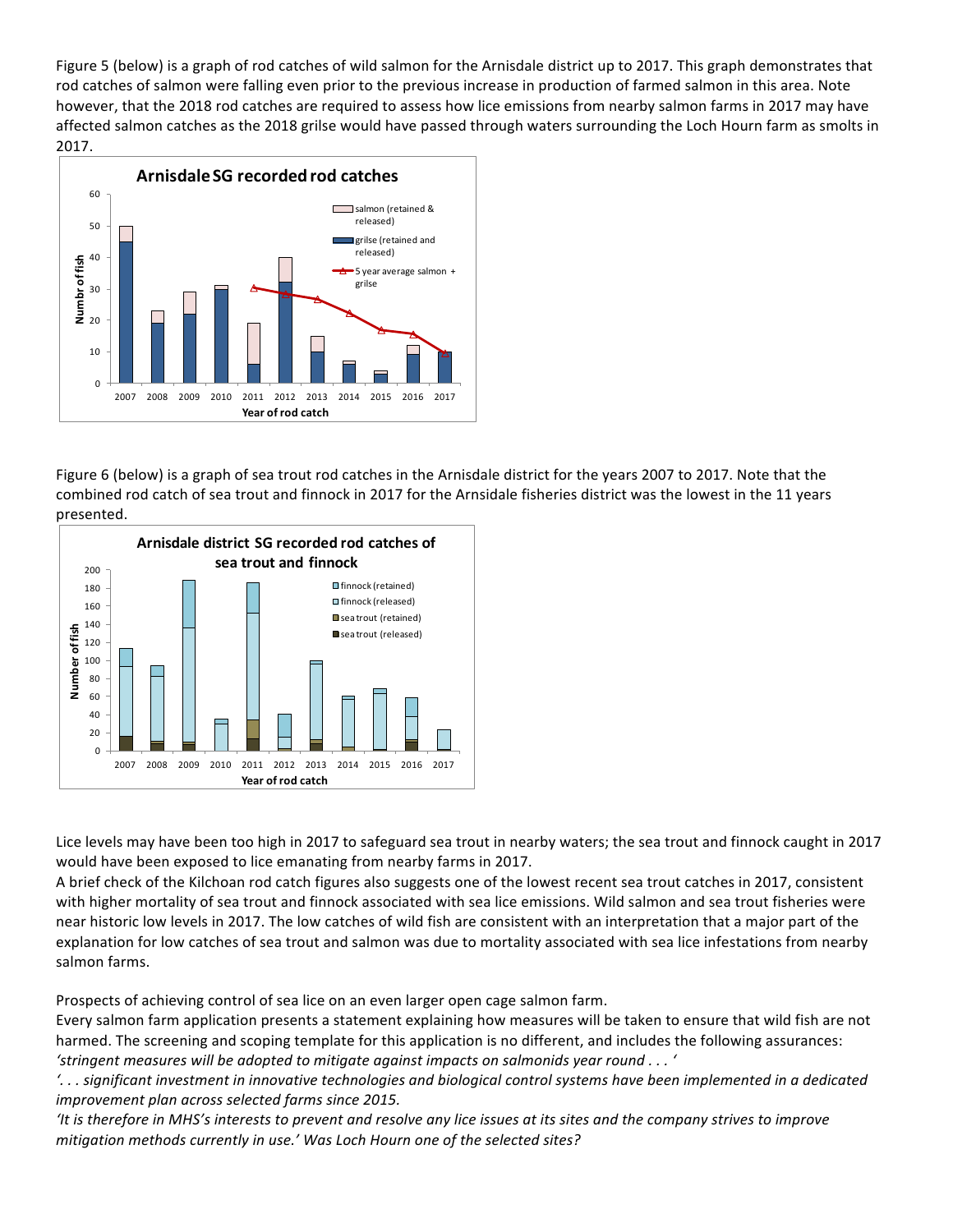Figure 5 (below) is a graph of rod catches of wild salmon for the Arnisdale district up to 2017. This graph demonstrates that rod catches of salmon were falling even prior to the previous increase in production of farmed salmon in this area. Note however, that the 2018 rod catches are required to assess how lice emissions from nearby salmon farms in 2017 may have affected salmon catches as the 2018 grilse would have passed through waters surrounding the Loch Hourn farm as smolts in 2017.

Figure 6 (below) is a graph of sea trout rod catches in the Arnisdale district for the years 2007 to 2017. Note that the combined rod catch of sea trout and finnock in 2017 for the Arnsidale fisheries district was the lowest in the 11 years presented.

Lice levels may have been too high in 2017 to safeguard sea trout in nearby waters; the sea trout and finnock caught in 2017 would have been exposed to lice emanating from nearby farms in 2017.

A brief check of the Kilchoan rod catch figures also suggests one of the lowest recent sea trout catches in 2017, consistent with higher mortality of sea trout and finnock associated with sea lice emissions. Wild salmon and sea trout fisheries were near historic low levels in 2017. The low catches of wild fish are consistent with an interpretation that a major part of the explanation for low catches of sea trout and salmon was due to mortality associated with sea lice infestations from nearby salmon farms.

Prospects of achieving control of sea lice on an even larger open cage salmon farm.

Every salmon farm application presents a statement explaining how measures will be taken to ensure that wild fish are not harmed. The screening and scoping template for this application is no different, and includes the following assurances:

*'stringent measures will be adopted to mitigate against impacts on salmonids year round . . . '*

*'. . . significant investment in innovative technologies and biological control systems have been implemented in a dedicated improvement plan across selected farms since 2015.*

*'It is therefore in MHS's interests to prevent and resolve any lice issues at its sites and the company strives to improve mitigation methods currently in use.' Was Loch Hourn one of the selected sites?*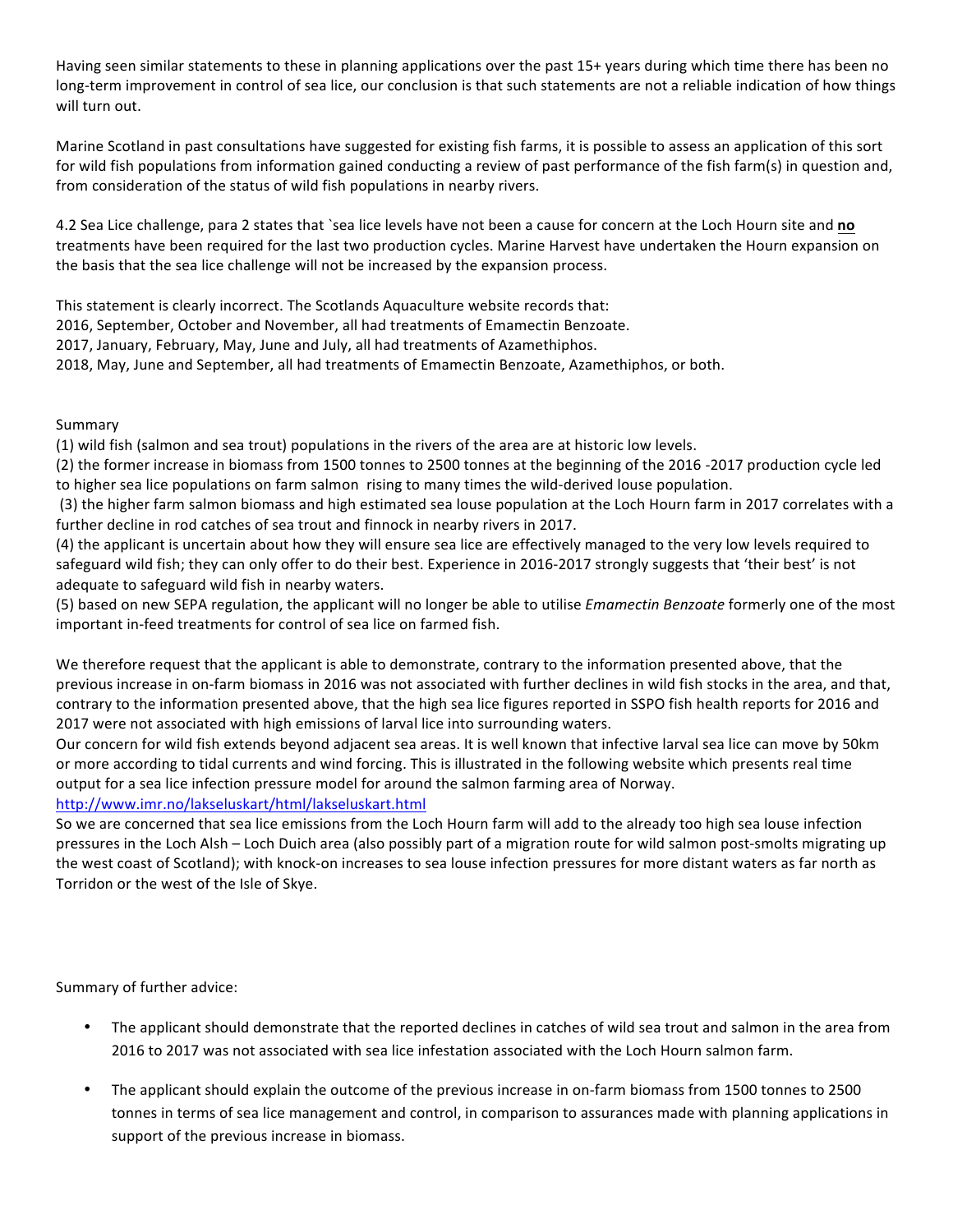Having seen similar statements to these in planning applications over the past 15+ years during which time there has been no long-term improvement in control of sea lice, our conclusion is that such statements are not a reliable indication of how things will turn out.

Marine Scotland in past consultations have suggested for existing fish farms, it is possible to assess an application of this sort for wild fish populations from information gained conducting a review of past performance of the fish farm(s) in question and, from consideration of the status of wild fish populations in nearby rivers.

4.2 Sea Lice challenge, para 2 states that `sea lice levels have not been a cause for concern at the Loch Hourn site and **no** treatments have been required for the last two production cycles. Marine Harvest have undertaken the Hourn expansion on the basis that the sea lice challenge will not be increased by the expansion process.

This statement is clearly incorrect. The Scotlands Aquaculture website records that:
2016, September, October and November, all had treatments of Emamectin Benzoate.
2017, January, February, May, June and July, all had treatments of Azamethiphos.
2018, May, June and September, all had treatments of Emamectin Benzoate, Azamethiphos, or both.

Summary
(1) wild fish (salmon and sea trout) populations in the rivers of the area are at historic low levels.
(2) the former increase in biomass from 1500 tonnes to 2500 tonnes at the beginning of the 2016 -2017 production cycle led to higher sea lice populations on farm salmon rising to many times the wild-derived louse population.
(3) the higher farm salmon biomass and high estimated sea louse population at the Loch Hourn farm in 2017 correlates with a further decline in rod catches of sea trout and finnock in nearby rivers in 2017.
(4) the applicant is uncertain about how they will ensure sea lice are effectively managed to the very low levels required to safeguard wild fish; they can only offer to do their best. Experience in 2016-2017 strongly suggests that 'their best' is not adequate to safeguard wild fish in nearby waters.
(5) based on new SEPA regulation, the applicant will no longer be able to utilise *Emamectin Benzoate* formerly one of the most important in-feed treatments for control of sea lice on farmed fish.

We therefore request that the applicant is able to demonstrate, contrary to the information presented above, that the previous increase in on-farm biomass in 2016 was not associated with further declines in wild fish stocks in the area, and that, contrary to the information presented above, that the high sea lice figures reported in SSPO fish health reports for 2016 and 2017 were not associated with high emissions of larval lice into surrounding waters.
Our concern for wild fish extends beyond adjacent sea areas. It is well known that infective larval sea lice can move by 50km or more according to tidal currents and wind forcing. This is illustrated in the following website which presents real time output for a sea lice infection pressure model for around the salmon farming area of Norway.
http://www.imr.no/lakseluskart/html/lakseluskart.html
So we are concerned that sea lice emissions from the Loch Hourn farm will add to the already too high sea louse infection pressures in the Loch Alsh – Loch Duich area (also possibly part of a migration route for wild salmon post-smolts migrating up the west coast of Scotland); with knock-on increases to sea louse infection pressures for more distant waters as far north as Torridon or the west of the Isle of Skye.

Summary of further advice:

- The applicant should demonstrate that the reported declines in catches of wild sea trout and salmon in the area from 2016 to 2017 was not associated with sea lice infestation associated with the Loch Hourn salmon farm.
- The applicant should explain the outcome of the previous increase in on-farm biomass from 1500 tonnes to 2500 tonnes in terms of sea lice management and control, in comparison to assurances made with planning applications in support of the previous increase in biomass.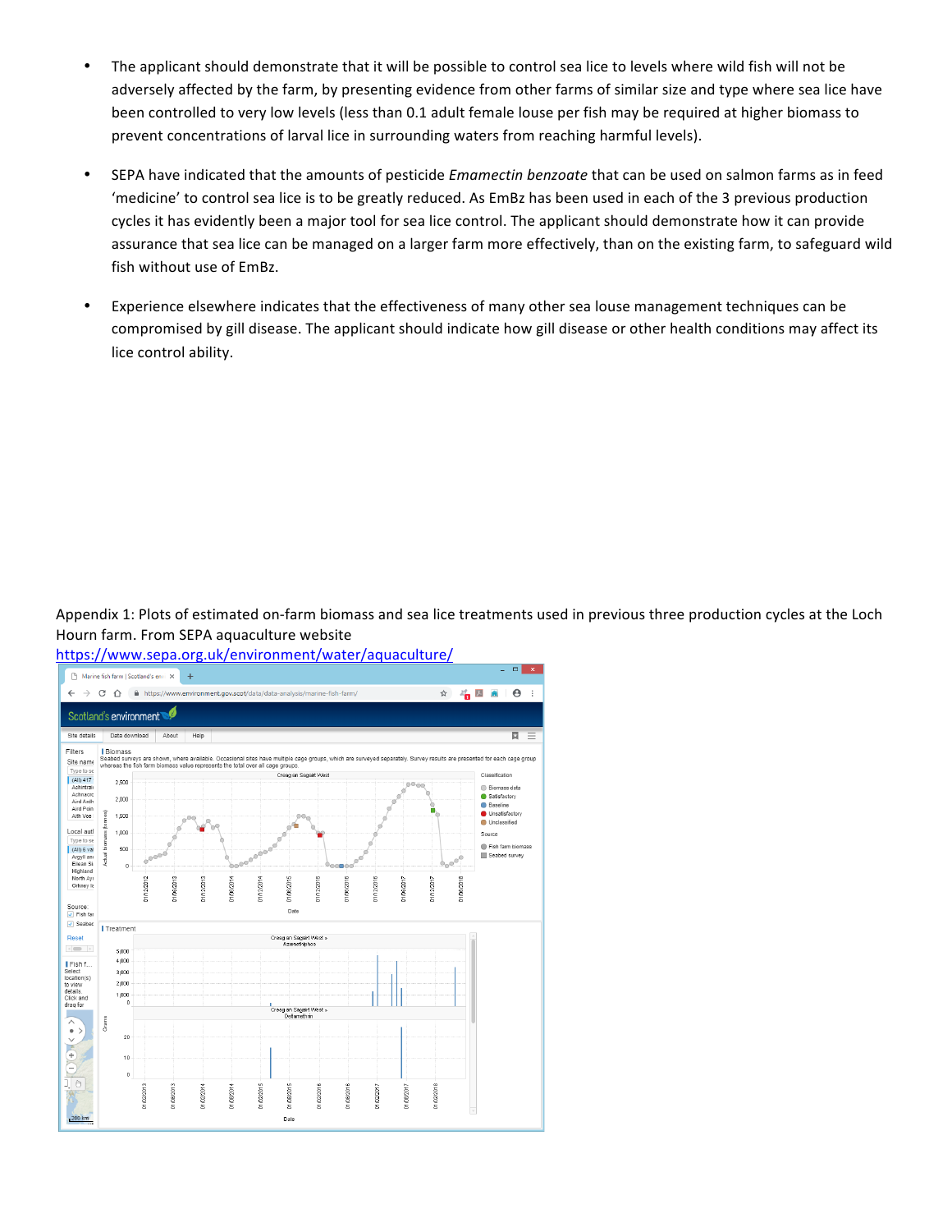- The applicant should demonstrate that it will be possible to control sea lice to levels where wild fish will not be adversely affected by the farm, by presenting evidence from other farms of similar size and type where sea lice have been controlled to very low levels (less than 0.1 adult female louse per fish may be required at higher biomass to prevent concentrations of larval lice in surrounding waters from reaching harmful levels).

- SEPA have indicated that the amounts of pesticide *Emamectin benzoate* that can be used on salmon farms as in feed 'medicine' to control sea lice is to be greatly reduced. As EmBz has been used in each of the 3 previous production cycles it has evidently been a major tool for sea lice control. The applicant should demonstrate how it can provide assurance that sea lice can be managed on a larger farm more effectively, than on the existing farm, to safeguard wild fish without use of EmBz.

- Experience elsewhere indicates that the effectiveness of many other sea louse management techniques can be compromised by gill disease. The applicant should indicate how gill disease or other health conditions may affect its lice control ability.

Appendix 1: Plots of estimated on-farm biomass and sea lice treatments used in previous three production cycles at the Loch Hourn farm. From SEPA aquaculture website https://www.sepa.org.uk/environment/water/aquaculture/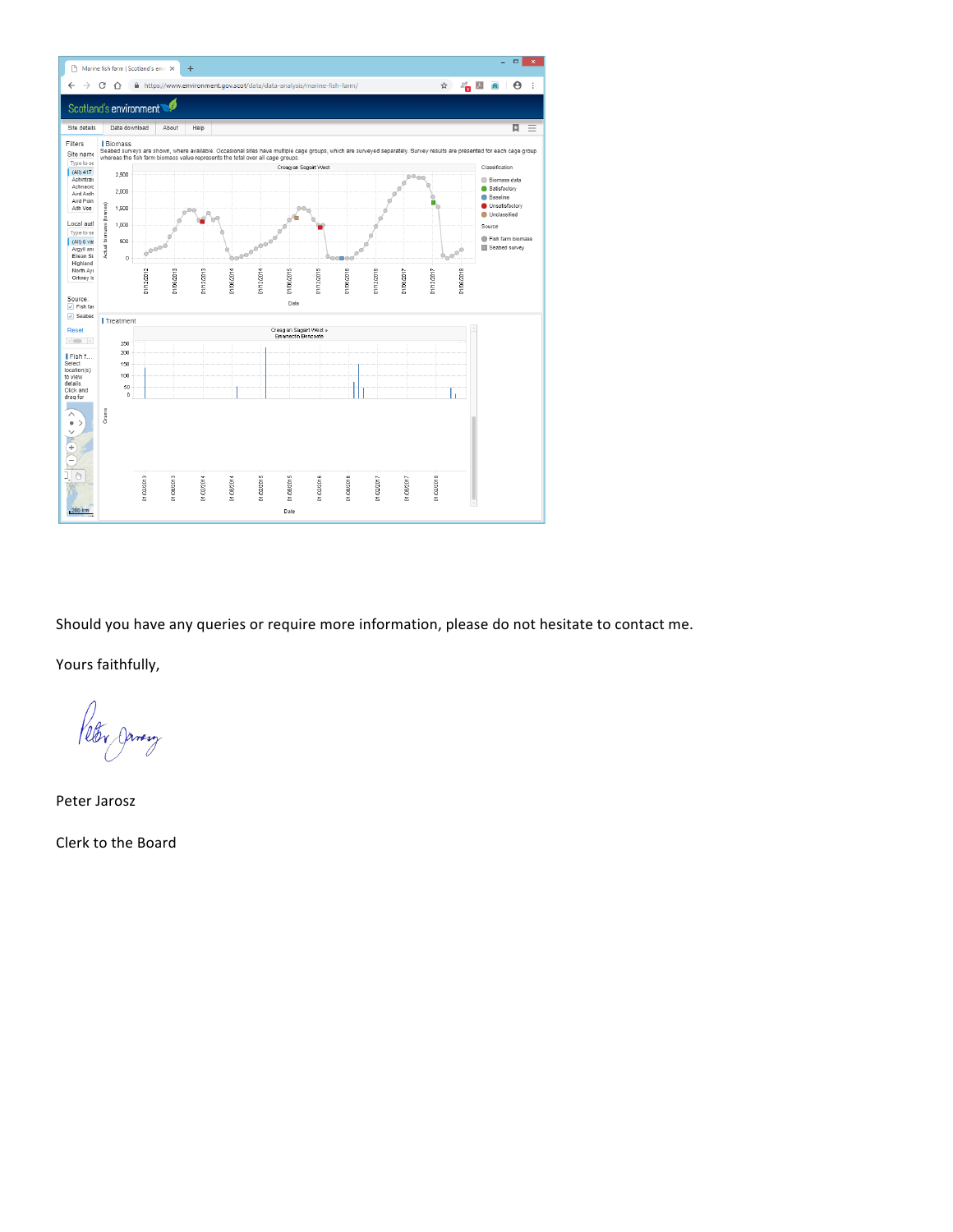Should you have any queries or require more information, please do not hesitate to contact me.

Yours faithfully,

Peter Jarosz

Clerk to the Board